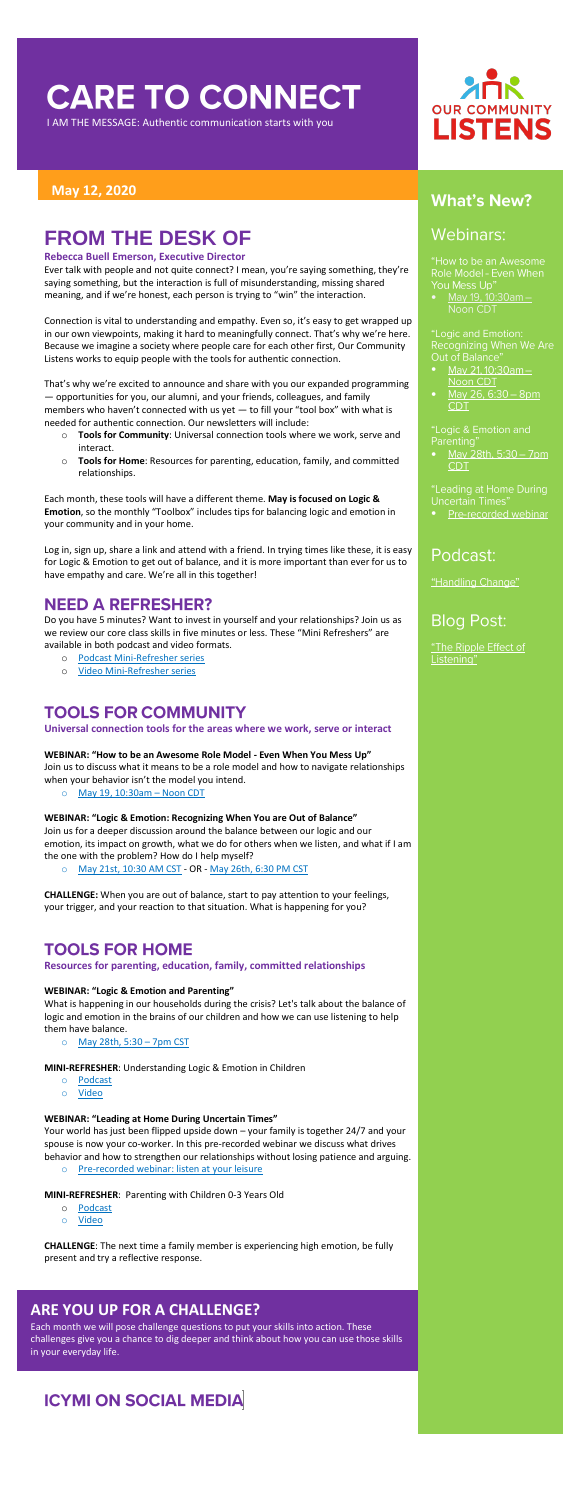// CARE TO CONNECT

I AM THE MESSAGE: Authentic communication starts with you

OUR COMMUNITY LISTENS

**May 12, 2020**

# FROM THE DESK OF

**Rebecca Buell Emerson, Executive Director**

Ever talk with people and not quite connect? I mean, you're saying something, they're saying something, but the interaction is full of misunderstanding, missing shared meaning, and if we're honest, each person is trying to "win" the interaction.

Connection is vital to understanding and empathy. Even so, it's easy to get wrapped up in our own viewpoints, making it hard to meaningfully connect. That's why we're here. Because we imagine a society where people care for each other first, Our Community Listens works to equip people with the tools for authentic connection.

That's why we're excited to announce and share with you our expanded programming — opportunities for you, our alumni, and your friends, colleagues, and family members who haven't connected with us yet — to fill your "tool box" with what is needed for authentic connection. Our newsletters will include:

- **Tools for Community**: Universal connection tools where we work, serve and interact.
- **Tools for Home**: Resources for parenting, education, family, and committed relationships.

Each month, these tools will have a different theme. **May is focused on Logic & Emotion**, so the monthly "Toolbox" includes tips for balancing logic and emotion in your community and in your home.

Log in, sign up, share a link and attend with a friend. In trying times like these, it is easy for Logic & Emotion to get out of balance, and it is more important than ever for us to have empathy and care. We're all in this together!

## NEED A REFRESHER?

Do you have 5 minutes? Want to invest in yourself and your relationships? Join us as we review our core class skills in five minutes or less. These "Mini Refreshers" are available in both podcast and video formats.

- Podcast Mini-Refresher series
- Video Mini-Refresher series

## TOOLS FOR COMMUNITY

**Universal connection tools for the areas where we work, serve or interact**

**WEBINAR: "How to be an Awesome Role Model - Even When You Mess Up"**
Join us to discuss what it means to be a role model and how to navigate relationships when your behavior isn't the model you intend.

- May 19, 10:30am – Noon CDT

**WEBINAR: "Logic & Emotion: Recognizing When You are Out of Balance"**
Join us for a deeper discussion around the balance between our logic and our emotion, its impact on growth, what we do for others when we listen, and what if I am the one with the problem? How do I help myself?

- May 21st, 10:30 AM CST - OR - May 26th, 6:30 PM CST

**CHALLENGE:** When you are out of balance, start to pay attention to your feelings, your trigger, and your reaction to that situation. What is happening for you?

## TOOLS FOR HOME

**Resources for parenting, education, family, committed relationships**

**WEBINAR: "Logic & Emotion and Parenting"**
What is happening in our households during the crisis? Let's talk about the balance of logic and emotion in the brains of our children and how we can use listening to help them have balance.

- May 28th, 5:30 – 7pm CST

**MINI-REFRESHER**: Understanding Logic & Emotion in Children

- Podcast
- Video

**WEBINAR: "Leading at Home During Uncertain Times"**
Your world has just been flipped upside down – your family is together 24/7 and your spouse is now your co-worker. In this pre-recorded webinar we discuss what drives behavior and how to strengthen our relationships without losing patience and arguing.

- Pre-recorded webinar: listen at your leisure

**MINI-REFRESHER**: Parenting with Children 0-3 Years Old

- Podcast
- Video

**CHALLENGE**: The next time a family member is experiencing high emotion, be fully present and try a reflective response.

## ARE YOU UP FOR A CHALLENGE?

Each month we will pose challenge questions to put your skills into action. These challenges give you a chance to dig deeper and think about how you can use those skills in your everyday life.

# ICYMI ON SOCIAL MEDIA

## What's New?

### Webinars:

"How to be an Awesome Role Model - Even When You Mess Up"

- May 19, 10:30am – Noon CDT

"Logic and Emotion: Recognizing When We Are Out of Balance"

- May 21, 10:30am – Noon CDT
- May 26, 6:30 – 8pm CDT

"Logic & Emotion and Parenting"

- May 28th, 5:30 – 7pm CDT

"Leading at Home During Uncertain Times"

- Pre-recorded webinar

### Podcast:

"Handling Change"

### Blog Post:

"The Ripple Effect of Listening"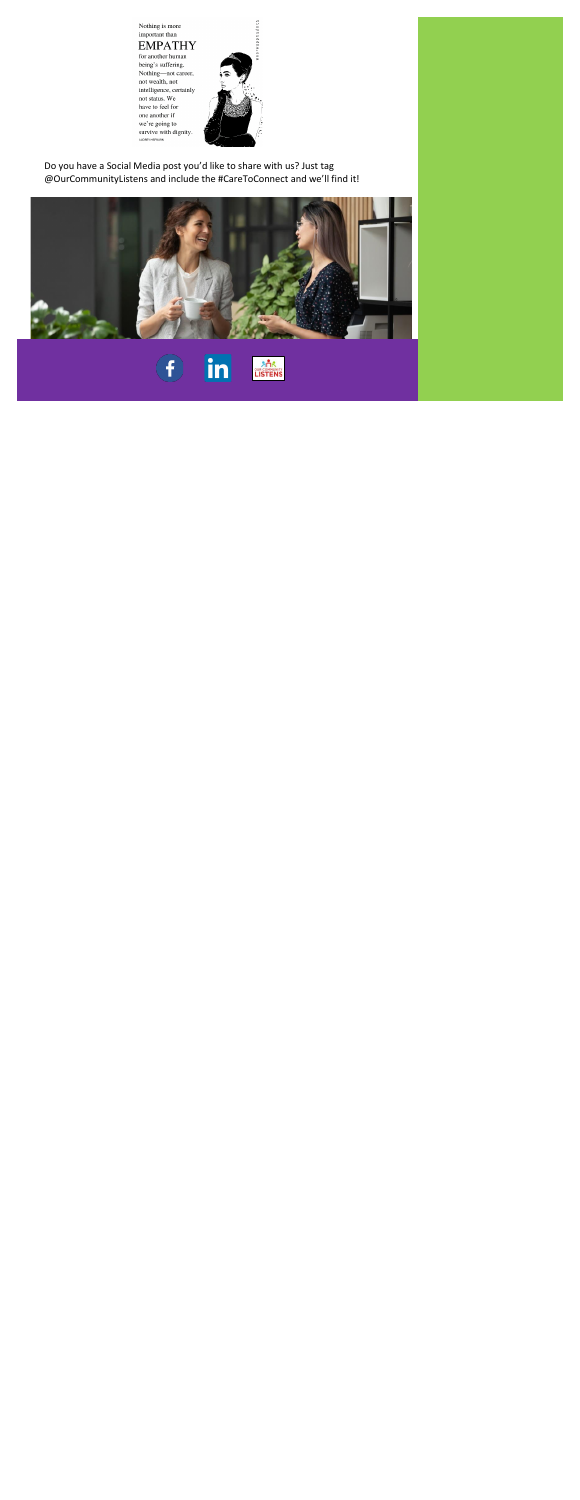Nothing is more important than EMPATHY for another human being's suffering. Nothing—not career, not wealth, not intelligence, certainly not status. We have to feel for one another if we're going to survive with dignity.

AUDREY HEPBURN

Do you have a Social Media post you'd like to share with us? Just tag @OurCommunityListens and include the #CareToConnect and we'll find it!